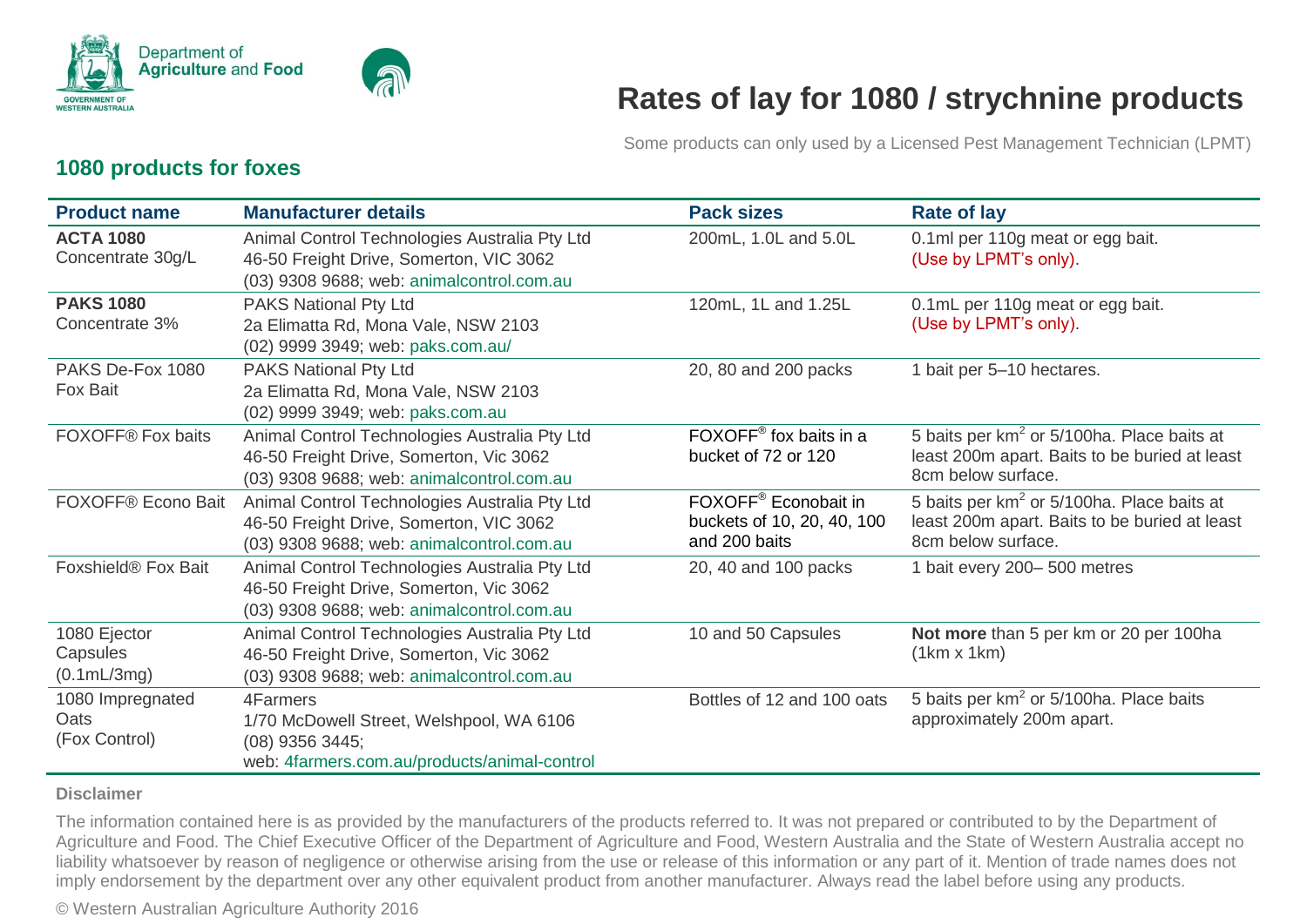# Rates of lay for 1080 / strychnine products

Some products can only used by a Licensed Pest Management Technician (LPMT)

## 1080 products for foxes

| Product name | Manufacturer details | Pack sizes | Rate of lay |
|---|---|---|---|
| **ACTA 1080** Concentrate 30g/L | Animal Control Technologies Australia Pty Ltd 46-50 Freight Drive, Somerton, VIC 3062 (03) 9308 9688; web: animalcontrol.com.au | 200mL, 1.0L and 5.0L | 0.1ml per 110g meat or egg bait. (Use by LPMT's only). |
| **PAKS 1080** Concentrate 3% | PAKS National Pty Ltd 2a Elimatta Rd, Mona Vale, NSW 2103 (02) 9999 3949; web: paks.com.au/ | 120mL, 1L and 1.25L | 0.1mL per 110g meat or egg bait. (Use by LPMT's only). |
| PAKS De-Fox 1080 Fox Bait | PAKS National Pty Ltd 2a Elimatta Rd, Mona Vale, NSW 2103 (02) 9999 3949; web: paks.com.au | 20, 80 and 200 packs | 1 bait per 5–10 hectares. |
| FOXOFF® Fox baits | Animal Control Technologies Australia Pty Ltd 46-50 Freight Drive, Somerton, Vic 3062 (03) 9308 9688; web: animalcontrol.com.au | FOXOFF® fox baits in a bucket of 72 or 120 | 5 baits per $km^2$ or 5/100ha. Place baits at least 200m apart. Baits to be buried at least 8cm below surface. |
| FOXOFF® Econo Bait | Animal Control Technologies Australia Pty Ltd 46-50 Freight Drive, Somerton, VIC 3062 (03) 9308 9688; web: animalcontrol.com.au | FOXOFF® Econobait in buckets of 10, 20, 40, 100 and 200 baits | 5 baits per $km^2$ or 5/100ha. Place baits at least 200m apart. Baits to be buried at least 8cm below surface. |
| Foxshield® Fox Bait | Animal Control Technologies Australia Pty Ltd 46-50 Freight Drive, Somerton, Vic 3062 (03) 9308 9688; web: animalcontrol.com.au | 20, 40 and 100 packs | 1 bait every 200– 500 metres |
| 1080 Ejector Capsules (0.1mL/3mg) | Animal Control Technologies Australia Pty Ltd 46-50 Freight Drive, Somerton, Vic 3062 (03) 9308 9688; web: animalcontrol.com.au | 10 and 50 Capsules | **Not more** than 5 per km or 20 per 100ha (1km x 1km) |
| 1080 Impregnated Oats (Fox Control) | 4Farmers 1/70 McDowell Street, Welshpool, WA 6106 (08) 9356 3445; web: 4farmers.com.au/products/animal-control | Bottles of 12 and 100 oats | 5 baits per $km^2$ or 5/100ha. Place baits approximately 200m apart. |

**Disclaimer**

The information contained here is as provided by the manufacturers of the products referred to. It was not prepared or contributed to by the Department of Agriculture and Food. The Chief Executive Officer of the Department of Agriculture and Food, Western Australia and the State of Western Australia accept no liability whatsoever by reason of negligence or otherwise arising from the use or release of this information or any part of it. Mention of trade names does not imply endorsement by the department over any other equivalent product from another manufacturer. Always read the label before using any products.

© Western Australian Agriculture Authority 2016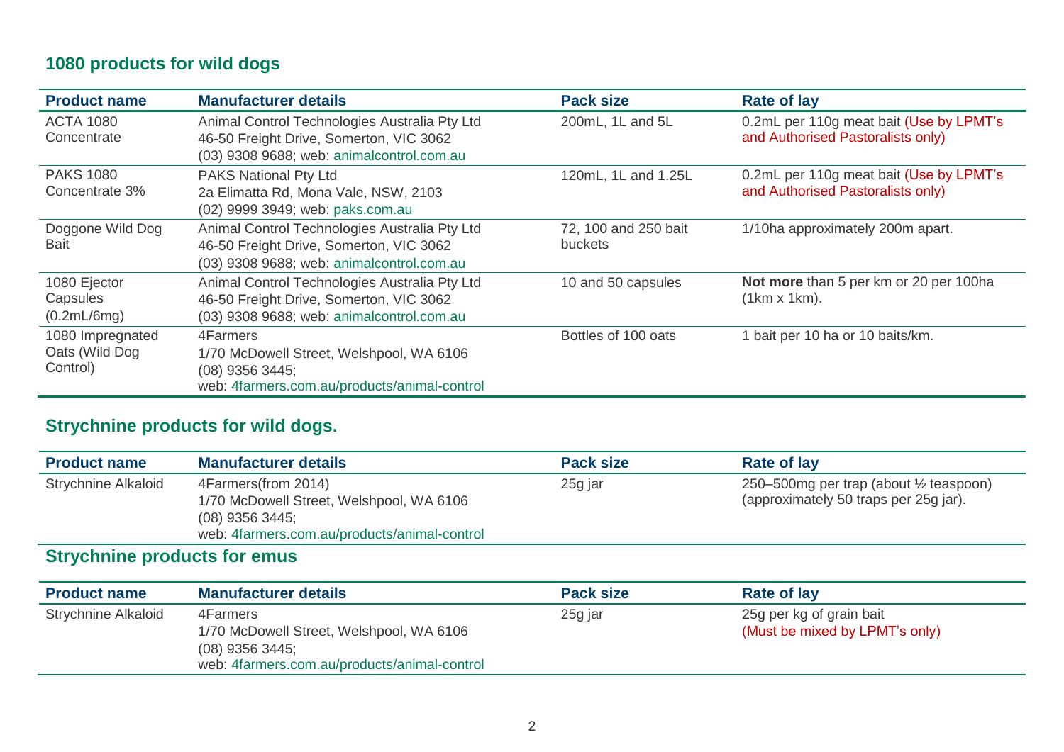## 1080 products for wild dogs

| Product name | Manufacturer details | Pack size | Rate of lay |
|---|---|---|---|
| ACTA 1080 Concentrate | Animal Control Technologies Australia Pty Ltd<br>46-50 Freight Drive, Somerton, VIC 3062<br>(03) 9308 9688; web: animalcontrol.com.au | 200mL, 1L and 5L | 0.2mL per 110g meat bait (Use by LPMT's and Authorised Pastoralists only) |
| PAKS 1080 Concentrate 3% | PAKS National Pty Ltd<br>2a Elimatta Rd, Mona Vale, NSW, 2103<br>(02) 9999 3949; web: paks.com.au | 120mL, 1L and 1.25L | 0.2mL per 110g meat bait (Use by LPMT's and Authorised Pastoralists only) |
| Doggone Wild Dog Bait | Animal Control Technologies Australia Pty Ltd<br>46-50 Freight Drive, Somerton, VIC 3062<br>(03) 9308 9688; web: animalcontrol.com.au | 72, 100 and 250 bait buckets | 1/10ha approximately 200m apart. |
| 1080 Ejector Capsules (0.2mL/6mg) | Animal Control Technologies Australia Pty Ltd<br>46-50 Freight Drive, Somerton, VIC 3062<br>(03) 9308 9688; web: animalcontrol.com.au | 10 and 50 capsules | **Not more** than 5 per km or 20 per 100ha (1km x 1km). |
| 1080 Impregnated Oats (Wild Dog Control) | 4Farmers<br>1/70 McDowell Street, Welshpool, WA 6106<br>(08) 9356 3445;<br>web: 4farmers.com.au/products/animal-control | Bottles of 100 oats | 1 bait per 10 ha or 10 baits/km. |

## Strychnine products for wild dogs.

| Product name | Manufacturer details | Pack size | Rate of lay |
|---|---|---|---|
| Strychnine Alkaloid | 4Farmers(from 2014)<br>1/70 McDowell Street, Welshpool, WA 6106<br>(08) 9356 3445;<br>web: 4farmers.com.au/products/animal-control | 25g jar | 250–500mg per trap (about ½ teaspoon) (approximately 50 traps per 25g jar). |

## Strychnine products for emus

| Product name | Manufacturer details | Pack size | Rate of lay |
|---|---|---|---|
| Strychnine Alkaloid | 4Farmers<br>1/70 McDowell Street, Welshpool, WA 6106<br>(08) 9356 3445;<br>web: 4farmers.com.au/products/animal-control | 25g jar | 25g per kg of grain bait<br>(Must be mixed by LPMT's only) |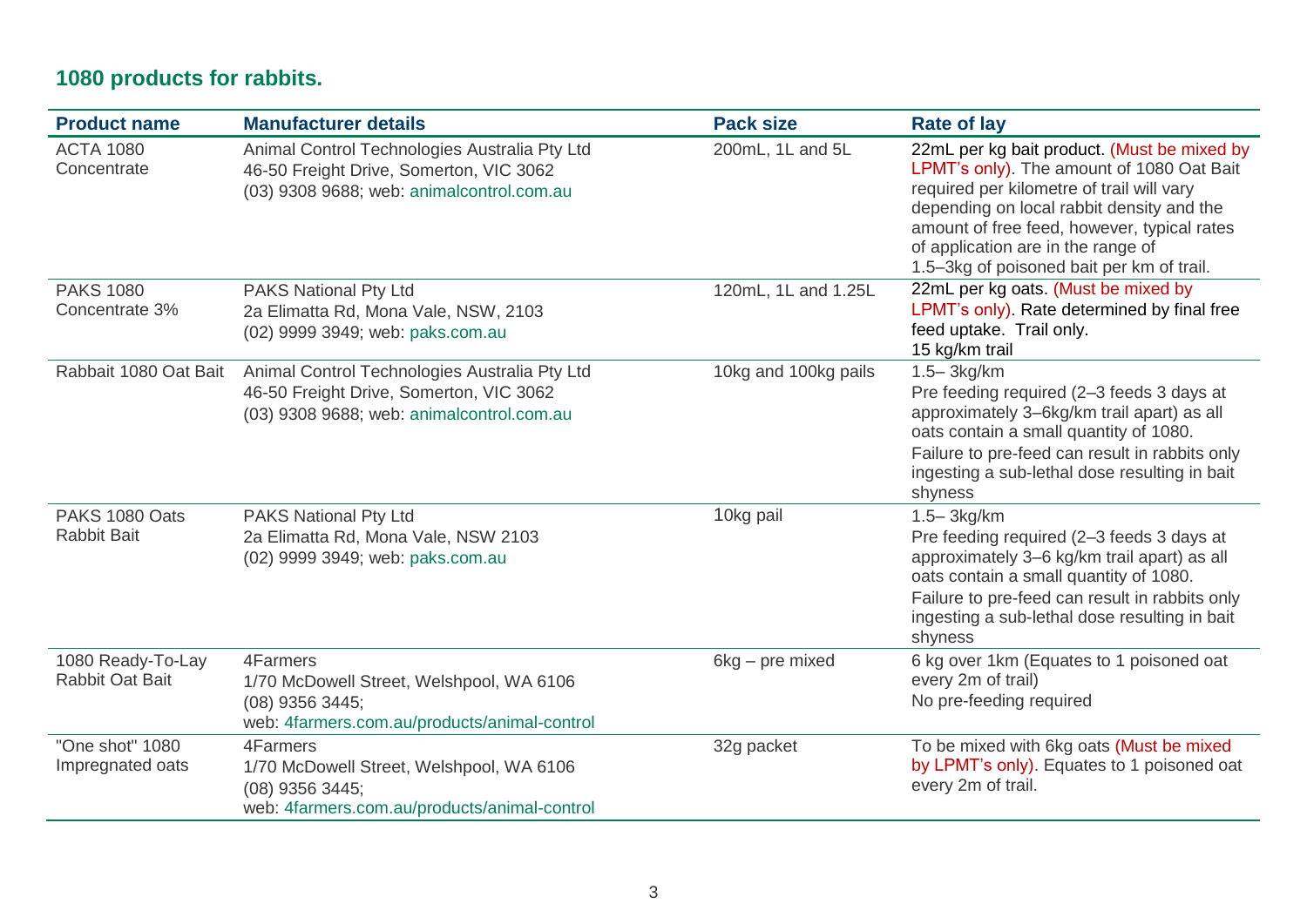## 1080 products for rabbits.

| Product name | Manufacturer details | Pack size | Rate of lay |
|---|---|---|---|
| ACTA 1080 Concentrate | Animal Control Technologies Australia Pty Ltd<br>46-50 Freight Drive, Somerton, VIC 3062<br>(03) 9308 9688; web: animalcontrol.com.au | 200mL, 1L and 5L | 22mL per kg bait product. (Must be mixed by LPMT's only). The amount of 1080 Oat Bait required per kilometre of trail will vary depending on local rabbit density and the amount of free feed, however, typical rates of application are in the range of 1.5–3kg of poisoned bait per km of trail. |
| PAKS 1080 Concentrate 3% | PAKS National Pty Ltd<br>2a Elimatta Rd, Mona Vale, NSW, 2103<br>(02) 9999 3949; web: paks.com.au | 120mL, 1L and 1.25L | 22mL per kg oats. (Must be mixed by LPMT's only). Rate determined by final free feed uptake. Trail only.<br>15 kg/km trail |
| Rabbait 1080 Oat Bait | Animal Control Technologies Australia Pty Ltd<br>46-50 Freight Drive, Somerton, VIC 3062<br>(03) 9308 9688; web: animalcontrol.com.au | 10kg and 100kg pails | 1.5–3kg/km<br>Pre feeding required (2–3 feeds 3 days at approximately 3–6kg/km trail apart) as all oats contain a small quantity of 1080.<br>Failure to pre-feed can result in rabbits only ingesting a sub-lethal dose resulting in bait shyness |
| PAKS 1080 Oats Rabbit Bait | PAKS National Pty Ltd<br>2a Elimatta Rd, Mona Vale, NSW 2103<br>(02) 9999 3949; web: paks.com.au | 10kg pail | 1.5– 3kg/km<br>Pre feeding required (2–3 feeds 3 days at approximately 3–6 kg/km trail apart) as all oats contain a small quantity of 1080.<br>Failure to pre-feed can result in rabbits only ingesting a sub-lethal dose resulting in bait shyness |
| 1080 Ready-To-Lay Rabbit Oat Bait | 4Farmers<br>1/70 McDowell Street, Welshpool, WA 6106<br>(08) 9356 3445;<br>web: 4farmers.com.au/products/animal-control | 6kg – pre mixed | 6 kg over 1km (Equates to 1 poisoned oat every 2m of trail)<br>No pre-feeding required |
| "One shot" 1080 Impregnated oats | 4Farmers<br>1/70 McDowell Street, Welshpool, WA 6106<br>(08) 9356 3445;<br>web: 4farmers.com.au/products/animal-control | 32g packet | To be mixed with 6kg oats (Must be mixed by LPMT's only). Equates to 1 poisoned oat every 2m of trail. |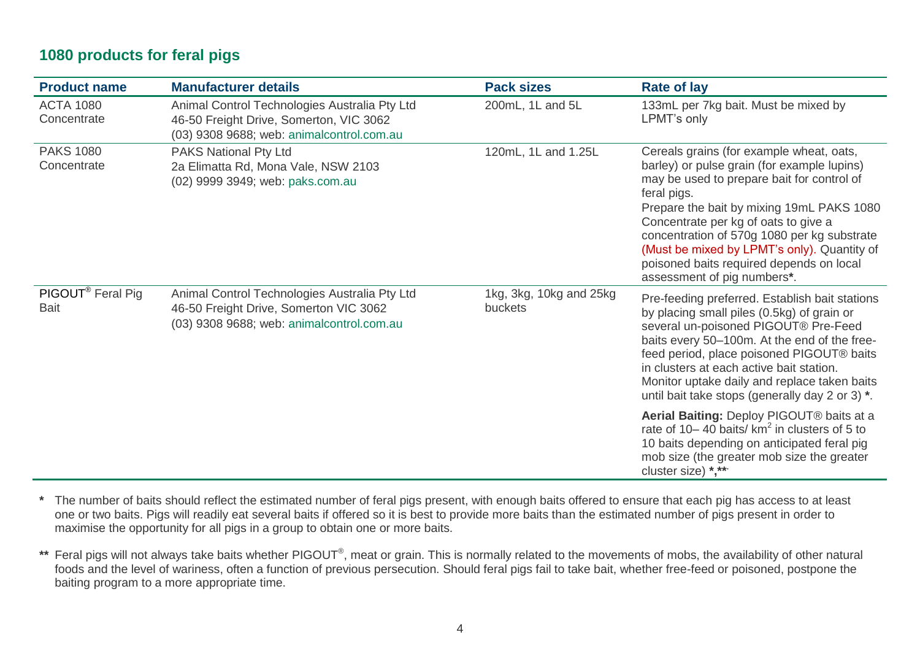## 1080 products for feral pigs

| Product name | Manufacturer details | Pack sizes | Rate of lay |
|---|---|---|---|
| ACTA 1080 Concentrate | Animal Control Technologies Australia Pty Ltd<br>46-50 Freight Drive, Somerton, VIC 3062<br>(03) 9308 9688; web: animalcontrol.com.au | 200mL, 1L and 5L | 133mL per 7kg bait. Must be mixed by LPMT's only |
| PAKS 1080 Concentrate | PAKS National Pty Ltd<br>2a Elimatta Rd, Mona Vale, NSW 2103<br>(02) 9999 3949; web: paks.com.au | 120mL, 1L and 1.25L | Cereals grains (for example wheat, oats, barley) or pulse grain (for example lupins) may be used to prepare bait for control of feral pigs.<br>Prepare the bait by mixing 19mL PAKS 1080 Concentrate per kg of oats to give a concentration of 570g 1080 per kg substrate (Must be mixed by LPMT's only). Quantity of poisoned baits required depends on local assessment of pig numbers*. |
| PIGOUT® Feral Pig Bait | Animal Control Technologies Australia Pty Ltd<br>46-50 Freight Drive, Somerton VIC 3062<br>(03) 9308 9688; web: animalcontrol.com.au | 1kg, 3kg, 10kg and 25kg buckets | Pre-feeding preferred. Establish bait stations by placing small piles (0.5kg) of grain or several un-poisoned PIGOUT® Pre-Feed baits every 50–100m. At the end of the free-feed period, place poisoned PIGOUT® baits in clusters at each active bait station. Monitor uptake daily and replace taken baits until bait take stops (generally day 2 or 3) *.<br><br>**Aerial Baiting:** Deploy PIGOUT® baits at a rate of 10– 40 baits/ $km^2$ in clusters of 5 to 10 baits depending on anticipated feral pig mob size (the greater mob size the greater cluster size) *,**. |

\* The number of baits should reflect the estimated number of feral pigs present, with enough baits offered to ensure that each pig has access to at least one or two baits. Pigs will readily eat several baits if offered so it is best to provide more baits than the estimated number of pigs present in order to maximise the opportunity for all pigs in a group to obtain one or more baits.

\*\* Feral pigs will not always take baits whether PIGOUT®, meat or grain. This is normally related to the movements of mobs, the availability of other natural foods and the level of wariness, often a function of previous persecution. Should feral pigs fail to take bait, whether free-feed or poisoned, postpone the baiting program to a more appropriate time.